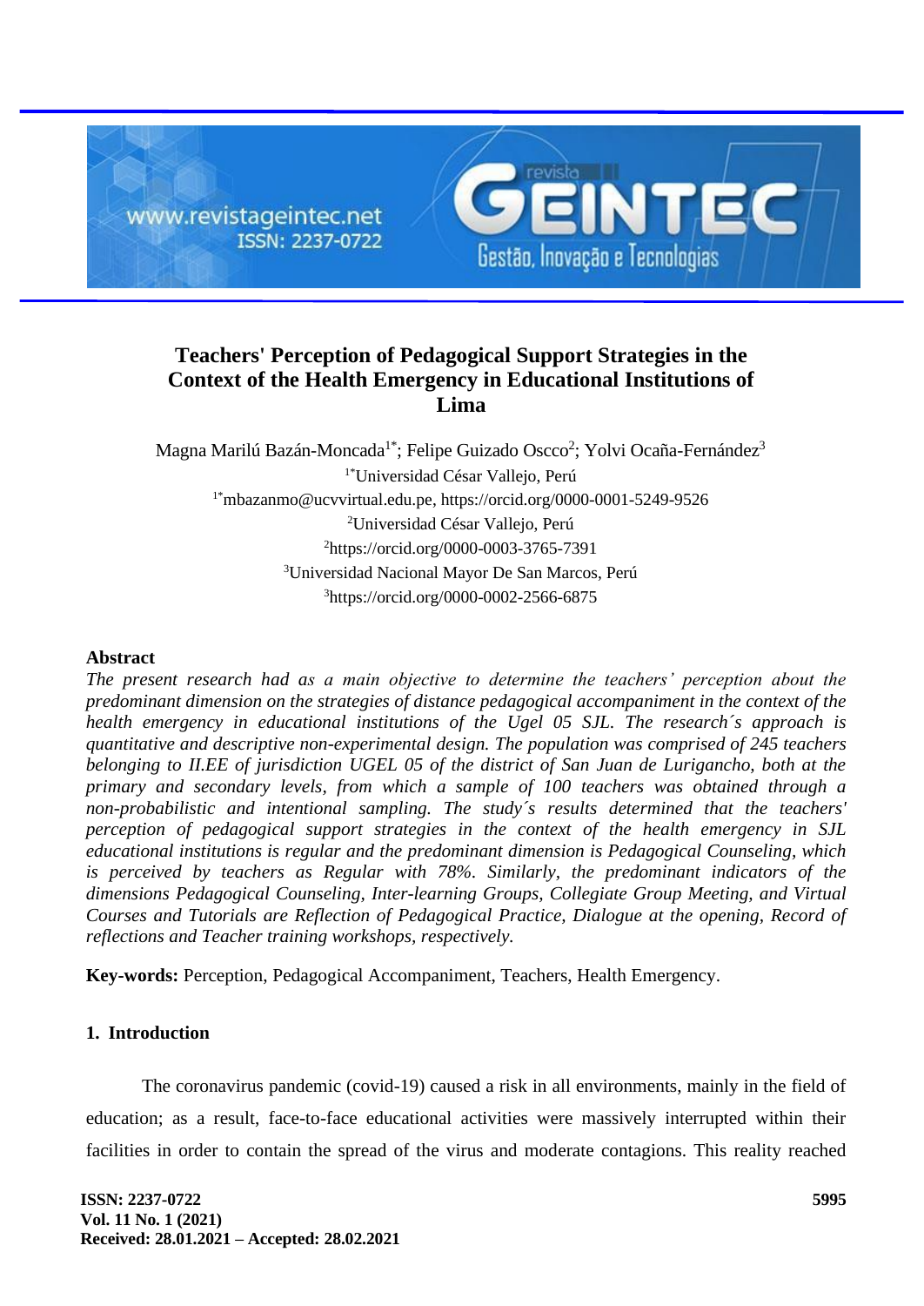# Teachers' Perception of Pedagogical Support Strategies in the Context of the Health Emergency in Educational Institutions of Lima

Magna Marilú Bazán-Moncada[1*]; Felipe Guizado Oscco[2]; Yolvi Ocaña-Fernández[3]

[1*]Universidad César Vallejo, Perú

[1*]mbazanmo@ucvvirtual.edu.pe, https://orcid.org/0000-0001-5249-9526

[2]Universidad César Vallejo, Perú

[2]https://orcid.org/0000-0003-3765-7391

[3]Universidad Nacional Mayor De San Marcos, Perú

[3]https://orcid.org/0000-0002-2566-6875

## Abstract

*The present research had as a main objective to determine the teachers' perception about the predominant dimension on the strategies of distance pedagogical accompaniment in the context of the health emergency in educational institutions of the Ugel 05 SJL. The research´s approach is quantitative and descriptive non-experimental design. The population was comprised of 245 teachers belonging to II.EE of jurisdiction UGEL 05 of the district of San Juan de Lurigancho, both at the primary and secondary levels, from which a sample of 100 teachers was obtained through a non-probabilistic and intentional sampling. The study´s results determined that the teachers' perception of pedagogical support strategies in the context of the health emergency in SJL educational institutions is regular and the predominant dimension is Pedagogical Counseling, which is perceived by teachers as Regular with 78%. Similarly, the predominant indicators of the dimensions Pedagogical Counseling, Inter-learning Groups, Collegiate Group Meeting, and Virtual Courses and Tutorials are Reflection of Pedagogical Practice, Dialogue at the opening, Record of reflections and Teacher training workshops, respectively.*

**Key-words:** Perception, Pedagogical Accompaniment, Teachers, Health Emergency.

## 1. Introduction

The coronavirus pandemic (covid-19) caused a risk in all environments, mainly in the field of education; as a result, face-to-face educational activities were massively interrupted within their facilities in order to contain the spread of the virus and moderate contagions. This reality reached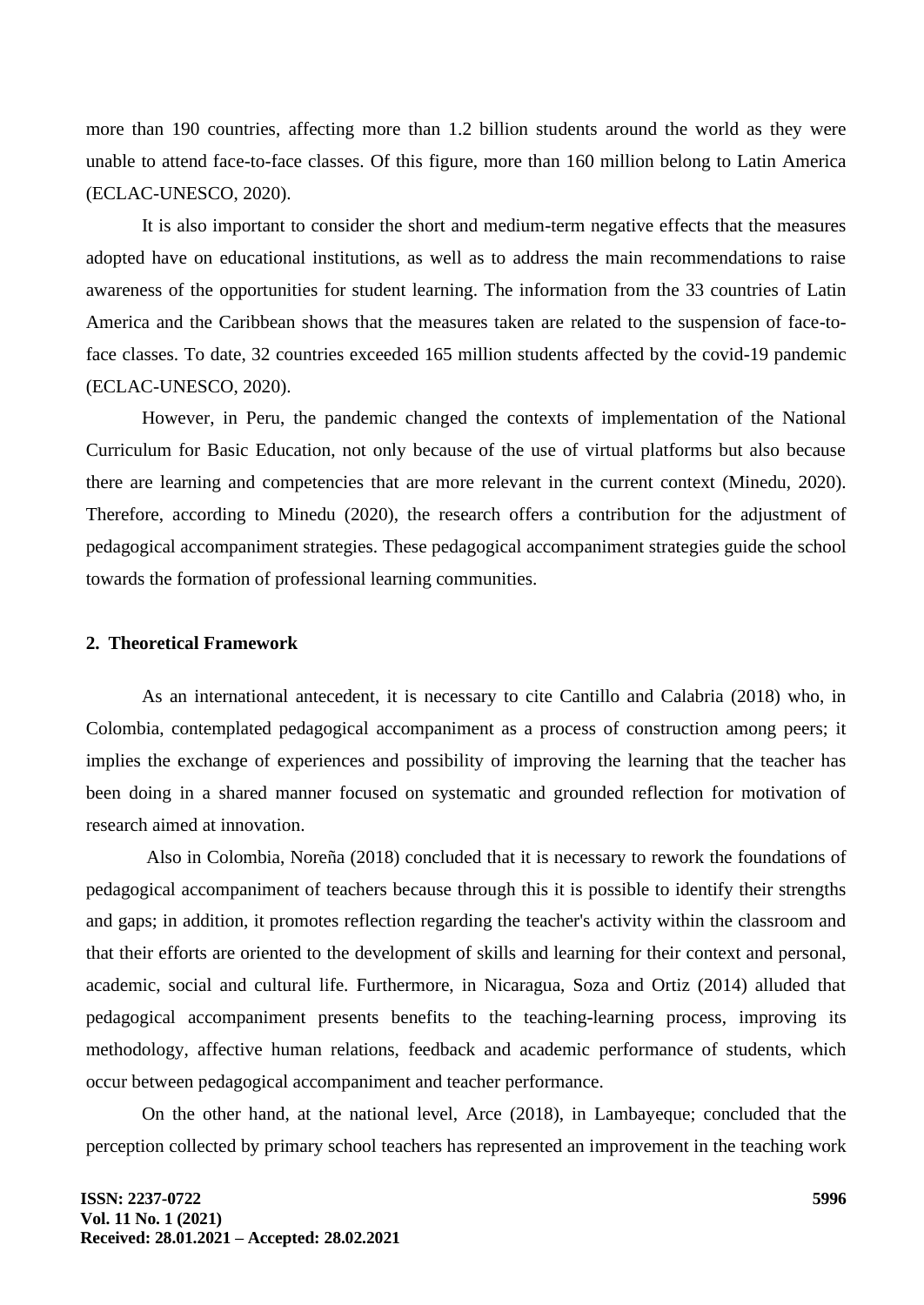more than 190 countries, affecting more than 1.2 billion students around the world as they were unable to attend face-to-face classes. Of this figure, more than 160 million belong to Latin America (ECLAC-UNESCO, 2020).

It is also important to consider the short and medium-term negative effects that the measures adopted have on educational institutions, as well as to address the main recommendations to raise awareness of the opportunities for student learning. The information from the 33 countries of Latin America and the Caribbean shows that the measures taken are related to the suspension of face-to-face classes. To date, 32 countries exceeded 165 million students affected by the covid-19 pandemic (ECLAC-UNESCO, 2020).

However, in Peru, the pandemic changed the contexts of implementation of the National Curriculum for Basic Education, not only because of the use of virtual platforms but also because there are learning and competencies that are more relevant in the current context (Minedu, 2020). Therefore, according to Minedu (2020), the research offers a contribution for the adjustment of pedagogical accompaniment strategies. These pedagogical accompaniment strategies guide the school towards the formation of professional learning communities.

## 2. Theoretical Framework

As an international antecedent, it is necessary to cite Cantillo and Calabria (2018) who, in Colombia, contemplated pedagogical accompaniment as a process of construction among peers; it implies the exchange of experiences and possibility of improving the learning that the teacher has been doing in a shared manner focused on systematic and grounded reflection for motivation of research aimed at innovation.

Also in Colombia, Noreña (2018) concluded that it is necessary to rework the foundations of pedagogical accompaniment of teachers because through this it is possible to identify their strengths and gaps; in addition, it promotes reflection regarding the teacher's activity within the classroom and that their efforts are oriented to the development of skills and learning for their context and personal, academic, social and cultural life. Furthermore, in Nicaragua, Soza and Ortiz (2014) alluded that pedagogical accompaniment presents benefits to the teaching-learning process, improving its methodology, affective human relations, feedback and academic performance of students, which occur between pedagogical accompaniment and teacher performance.

On the other hand, at the national level, Arce (2018), in Lambayeque; concluded that the perception collected by primary school teachers has represented an improvement in the teaching work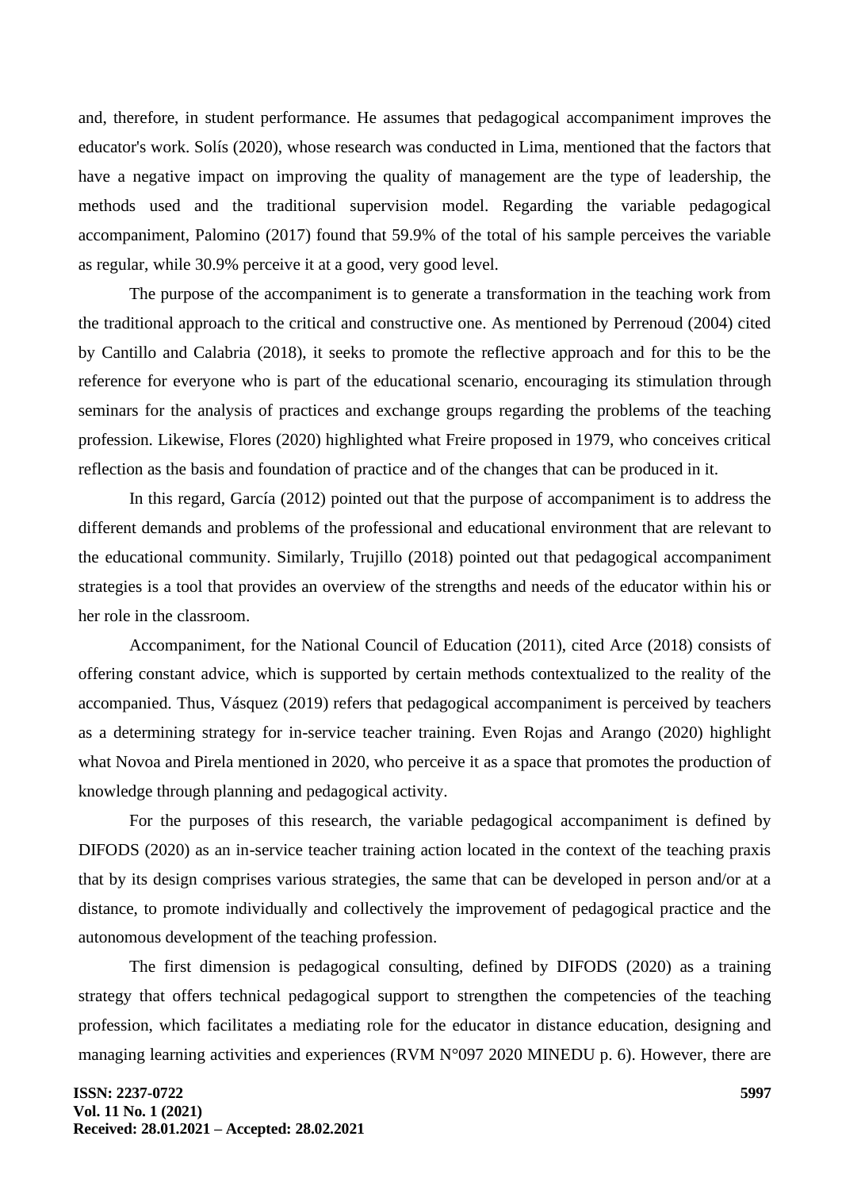and, therefore, in student performance. He assumes that pedagogical accompaniment improves the educator's work. Solís (2020), whose research was conducted in Lima, mentioned that the factors that have a negative impact on improving the quality of management are the type of leadership, the methods used and the traditional supervision model. Regarding the variable pedagogical accompaniment, Palomino (2017) found that 59.9% of the total of his sample perceives the variable as regular, while 30.9% perceive it at a good, very good level.

The purpose of the accompaniment is to generate a transformation in the teaching work from the traditional approach to the critical and constructive one. As mentioned by Perrenoud (2004) cited by Cantillo and Calabria (2018), it seeks to promote the reflective approach and for this to be the reference for everyone who is part of the educational scenario, encouraging its stimulation through seminars for the analysis of practices and exchange groups regarding the problems of the teaching profession. Likewise, Flores (2020) highlighted what Freire proposed in 1979, who conceives critical reflection as the basis and foundation of practice and of the changes that can be produced in it.

In this regard, García (2012) pointed out that the purpose of accompaniment is to address the different demands and problems of the professional and educational environment that are relevant to the educational community. Similarly, Trujillo (2018) pointed out that pedagogical accompaniment strategies is a tool that provides an overview of the strengths and needs of the educator within his or her role in the classroom.

Accompaniment, for the National Council of Education (2011), cited Arce (2018) consists of offering constant advice, which is supported by certain methods contextualized to the reality of the accompanied. Thus, Vásquez (2019) refers that pedagogical accompaniment is perceived by teachers as a determining strategy for in-service teacher training. Even Rojas and Arango (2020) highlight what Novoa and Pirela mentioned in 2020, who perceive it as a space that promotes the production of knowledge through planning and pedagogical activity.

For the purposes of this research, the variable pedagogical accompaniment is defined by DIFODS (2020) as an in-service teacher training action located in the context of the teaching praxis that by its design comprises various strategies, the same that can be developed in person and/or at a distance, to promote individually and collectively the improvement of pedagogical practice and the autonomous development of the teaching profession.

The first dimension is pedagogical consulting, defined by DIFODS (2020) as a training strategy that offers technical pedagogical support to strengthen the competencies of the teaching profession, which facilitates a mediating role for the educator in distance education, designing and managing learning activities and experiences (RVM N°097 2020 MINEDU p. 6). However, there are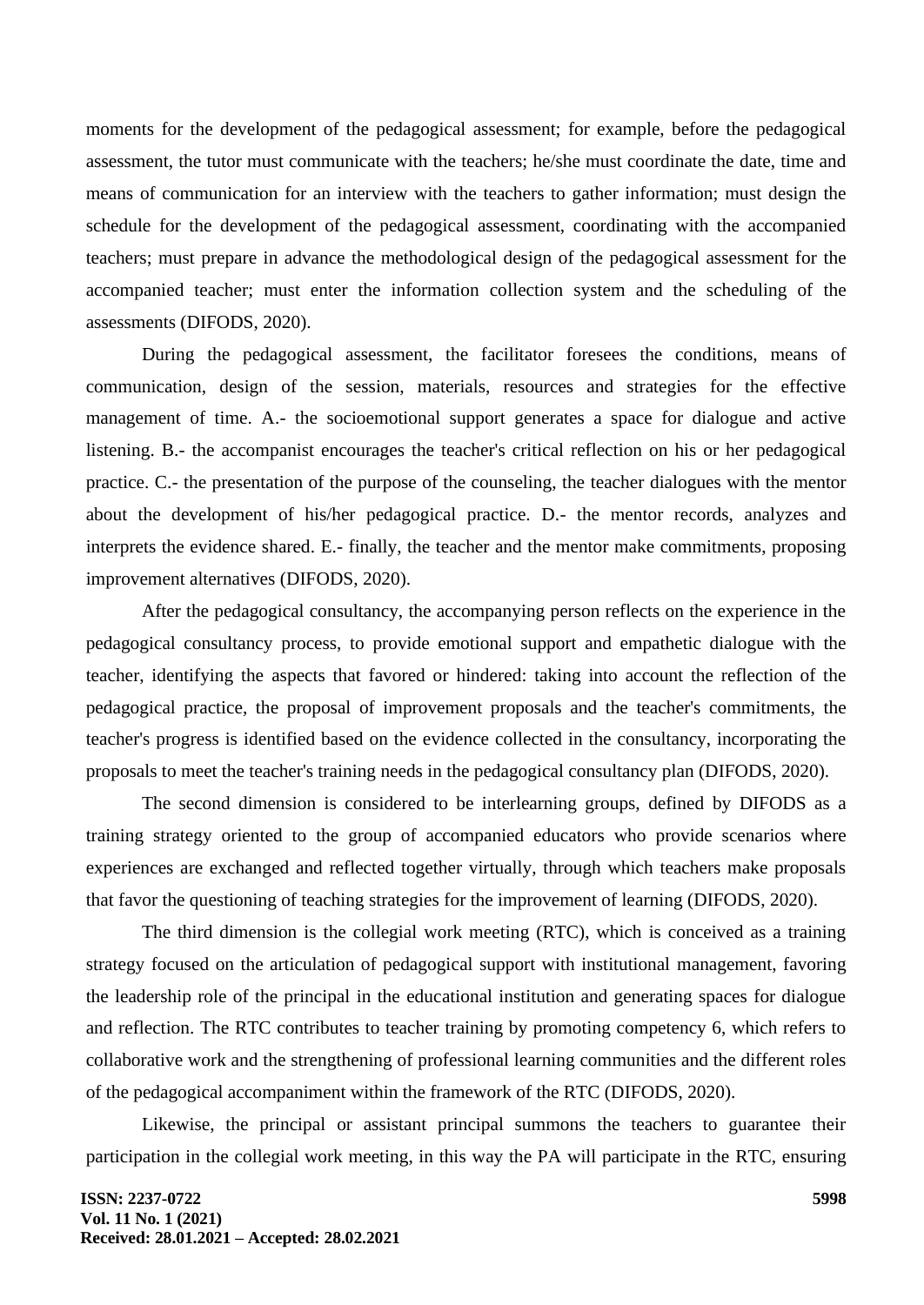moments for the development of the pedagogical assessment; for example, before the pedagogical assessment, the tutor must communicate with the teachers; he/she must coordinate the date, time and means of communication for an interview with the teachers to gather information; must design the schedule for the development of the pedagogical assessment, coordinating with the accompanied teachers; must prepare in advance the methodological design of the pedagogical assessment for the accompanied teacher; must enter the information collection system and the scheduling of the assessments (DIFODS, 2020).

During the pedagogical assessment, the facilitator foresees the conditions, means of communication, design of the session, materials, resources and strategies for the effective management of time. A.- the socioemotional support generates a space for dialogue and active listening. B.- the accompanist encourages the teacher's critical reflection on his or her pedagogical practice. C.- the presentation of the purpose of the counseling, the teacher dialogues with the mentor about the development of his/her pedagogical practice. D.- the mentor records, analyzes and interprets the evidence shared. E.- finally, the teacher and the mentor make commitments, proposing improvement alternatives (DIFODS, 2020).

After the pedagogical consultancy, the accompanying person reflects on the experience in the pedagogical consultancy process, to provide emotional support and empathetic dialogue with the teacher, identifying the aspects that favored or hindered: taking into account the reflection of the pedagogical practice, the proposal of improvement proposals and the teacher's commitments, the teacher's progress is identified based on the evidence collected in the consultancy, incorporating the proposals to meet the teacher's training needs in the pedagogical consultancy plan (DIFODS, 2020).

The second dimension is considered to be interlearning groups, defined by DIFODS as a training strategy oriented to the group of accompanied educators who provide scenarios where experiences are exchanged and reflected together virtually, through which teachers make proposals that favor the questioning of teaching strategies for the improvement of learning (DIFODS, 2020).

The third dimension is the collegial work meeting (RTC), which is conceived as a training strategy focused on the articulation of pedagogical support with institutional management, favoring the leadership role of the principal in the educational institution and generating spaces for dialogue and reflection. The RTC contributes to teacher training by promoting competency 6, which refers to collaborative work and the strengthening of professional learning communities and the different roles of the pedagogical accompaniment within the framework of the RTC (DIFODS, 2020).

Likewise, the principal or assistant principal summons the teachers to guarantee their participation in the collegial work meeting, in this way the PA will participate in the RTC, ensuring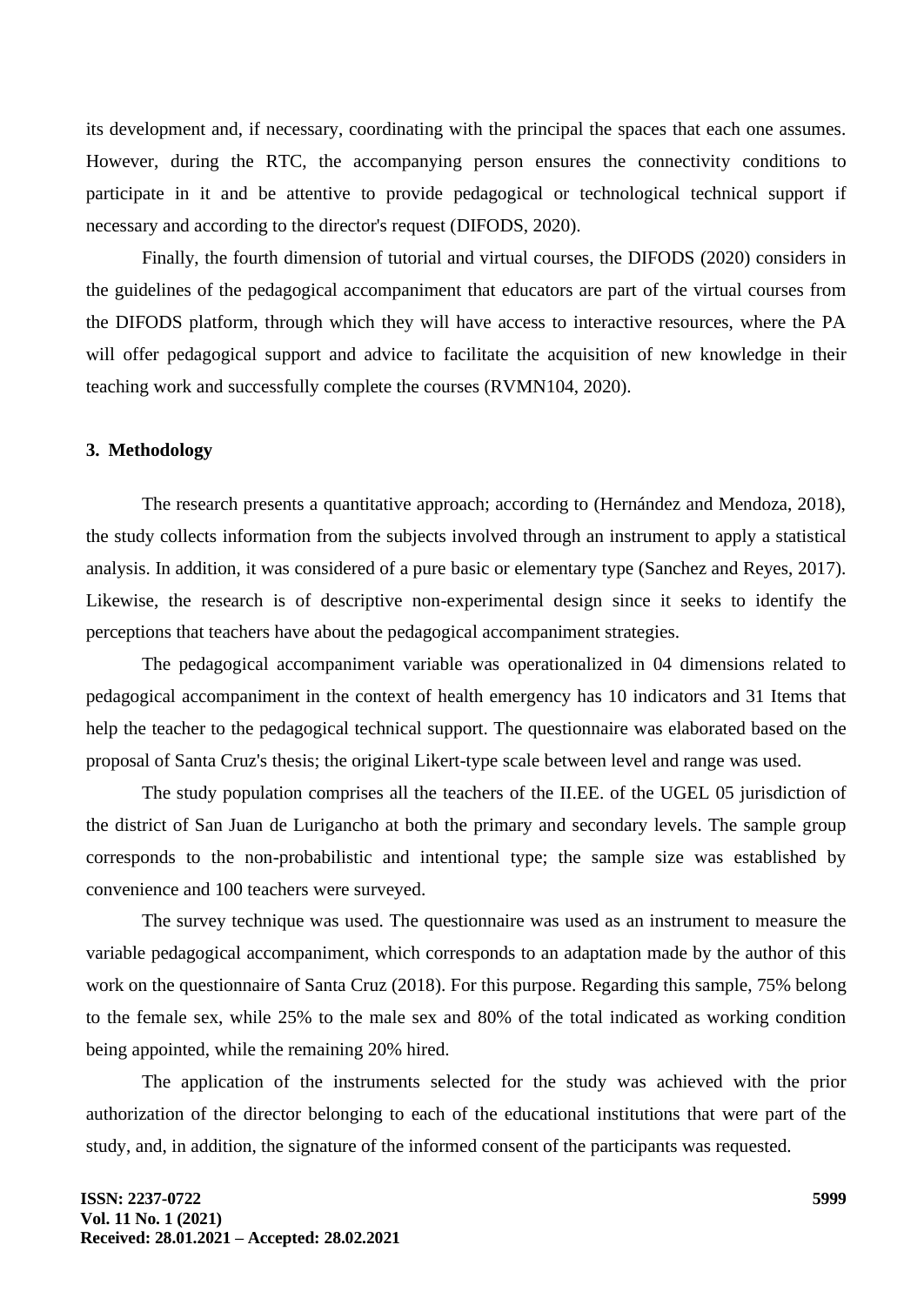its development and, if necessary, coordinating with the principal the spaces that each one assumes. However, during the RTC, the accompanying person ensures the connectivity conditions to participate in it and be attentive to provide pedagogical or technological technical support if necessary and according to the director's request (DIFODS, 2020).

Finally, the fourth dimension of tutorial and virtual courses, the DIFODS (2020) considers in the guidelines of the pedagogical accompaniment that educators are part of the virtual courses from the DIFODS platform, through which they will have access to interactive resources, where the PA will offer pedagogical support and advice to facilitate the acquisition of new knowledge in their teaching work and successfully complete the courses (RVMN104, 2020).

## 3. Methodology

The research presents a quantitative approach; according to (Hernández and Mendoza, 2018), the study collects information from the subjects involved through an instrument to apply a statistical analysis. In addition, it was considered of a pure basic or elementary type (Sanchez and Reyes, 2017). Likewise, the research is of descriptive non-experimental design since it seeks to identify the perceptions that teachers have about the pedagogical accompaniment strategies.

The pedagogical accompaniment variable was operationalized in 04 dimensions related to pedagogical accompaniment in the context of health emergency has 10 indicators and 31 Items that help the teacher to the pedagogical technical support. The questionnaire was elaborated based on the proposal of Santa Cruz's thesis; the original Likert-type scale between level and range was used.

The study population comprises all the teachers of the II.EE. of the UGEL 05 jurisdiction of the district of San Juan de Lurigancho at both the primary and secondary levels. The sample group corresponds to the non-probabilistic and intentional type; the sample size was established by convenience and 100 teachers were surveyed.

The survey technique was used. The questionnaire was used as an instrument to measure the variable pedagogical accompaniment, which corresponds to an adaptation made by the author of this work on the questionnaire of Santa Cruz (2018). For this purpose. Regarding this sample, 75% belong to the female sex, while 25% to the male sex and 80% of the total indicated as working condition being appointed, while the remaining 20% hired.

The application of the instruments selected for the study was achieved with the prior authorization of the director belonging to each of the educational institutions that were part of the study, and, in addition, the signature of the informed consent of the participants was requested.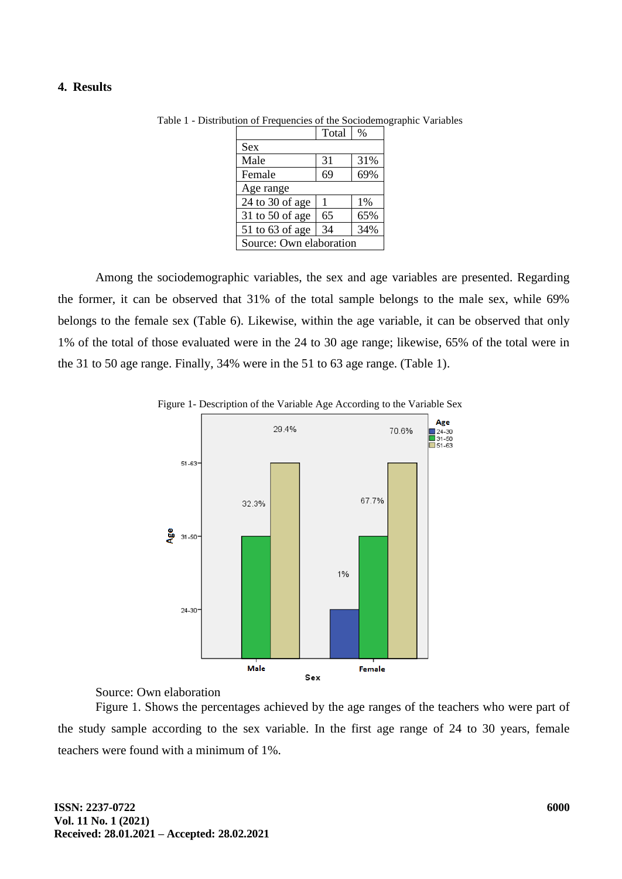## 4. Results

Table 1 - Distribution of Frequencies of the Sociodemographic Variables

| | Total | % |
|---|---|---|
| Sex | | |
| Male | 31 | 31% |
| Female | 69 | 69% |
| Age range | | |
| 24 to 30 of age | 1 | 1% |
| 31 to 50 of age | 65 | 65% |
| 51 to 63 of age | 34 | 34% |
| Source: Own elaboration | | |

Among the sociodemographic variables, the sex and age variables are presented. Regarding the former, it can be observed that 31% of the total sample belongs to the male sex, while 69% belongs to the female sex (Table 6). Likewise, within the age variable, it can be observed that only 1% of the total of those evaluated were in the 24 to 30 age range; likewise, 65% of the total were in the 31 to 50 age range. Finally, 34% were in the 51 to 63 age range. (Table 1).

Figure 1- Description of the Variable Age According to the Variable Sex

Source: Own elaboration

Figure 1. Shows the percentages achieved by the age ranges of the teachers who were part of the study sample according to the sex variable. In the first age range of 24 to 30 years, female teachers were found with a minimum of 1%.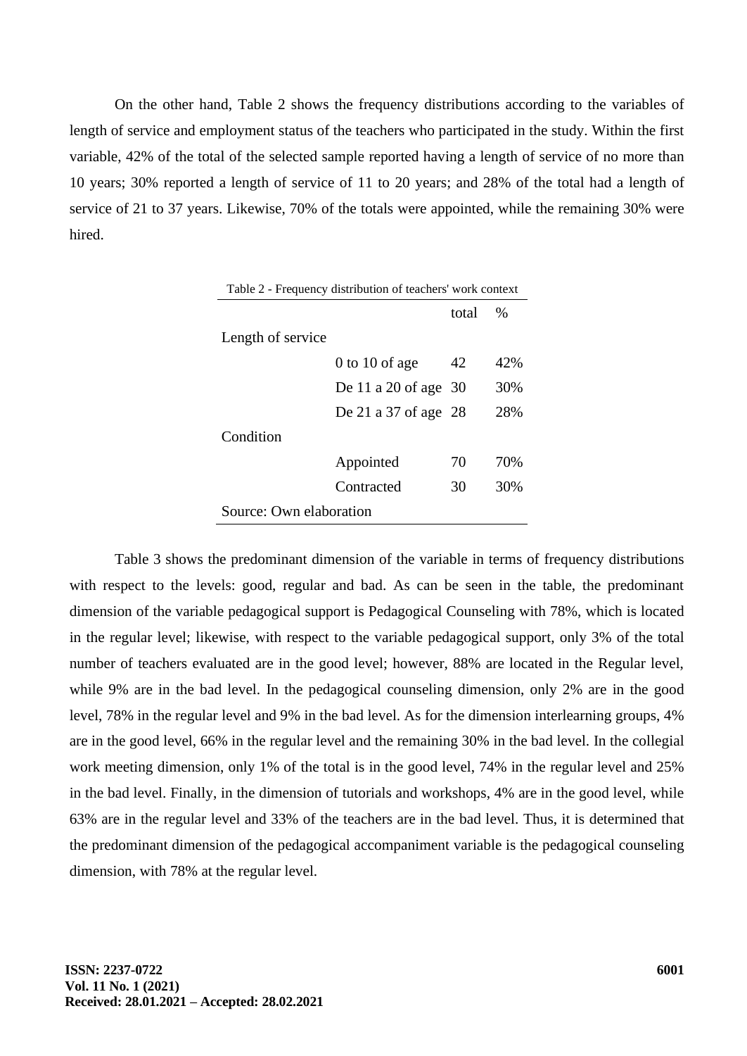On the other hand, Table 2 shows the frequency distributions according to the variables of length of service and employment status of the teachers who participated in the study. Within the first variable, 42% of the total of the selected sample reported having a length of service of no more than 10 years; 30% reported a length of service of 11 to 20 years; and 28% of the total had a length of service of 21 to 37 years. Likewise, 70% of the totals were appointed, while the remaining 30% were hired.

Table 2 - Frequency distribution of teachers' work context

| | | total | % |
|---|---|---|---|
| Length of service | | | |
| | 0 to 10 of age | 42 | 42% |
| | De 11 a 20 of age | 30 | 30% |
| | De 21 a 37 of age | 28 | 28% |
| Condition | | | |
| | Appointed | 70 | 70% |
| | Contracted | 30 | 30% |

Source: Own elaboration

Table 3 shows the predominant dimension of the variable in terms of frequency distributions with respect to the levels: good, regular and bad. As can be seen in the table, the predominant dimension of the variable pedagogical support is Pedagogical Counseling with 78%, which is located in the regular level; likewise, with respect to the variable pedagogical support, only 3% of the total number of teachers evaluated are in the good level; however, 88% are located in the Regular level, while 9% are in the bad level. In the pedagogical counseling dimension, only 2% are in the good level, 78% in the regular level and 9% in the bad level. As for the dimension interlearning groups, 4% are in the good level, 66% in the regular level and the remaining 30% in the bad level. In the collegial work meeting dimension, only 1% of the total is in the good level, 74% in the regular level and 25% in the bad level. Finally, in the dimension of tutorials and workshops, 4% are in the good level, while 63% are in the regular level and 33% of the teachers are in the bad level. Thus, it is determined that the predominant dimension of the pedagogical accompaniment variable is the pedagogical counseling dimension, with 78% at the regular level.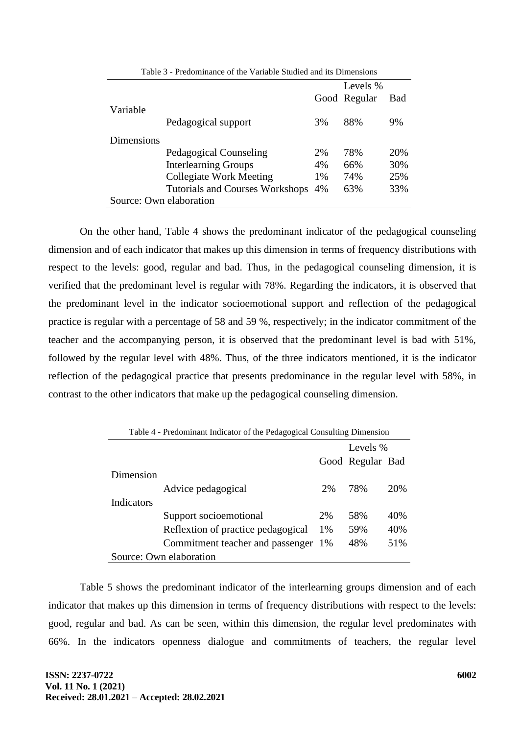Table 3 - Predominance of the Variable Studied and its Dimensions

| | | Levels % | | |
|---|---|---|---|---|
| | | Good | Regular | Bad |
| Variable | | | | |
| | Pedagogical support | 3% | 88% | 9% |
| Dimensions | | | | |
| | Pedagogical Counseling | 2% | 78% | 20% |
| | Interlearning Groups | 4% | 66% | 30% |
| | Collegiate Work Meeting | 1% | 74% | 25% |
| | Tutorials and Courses Workshops | 4% | 63% | 33% |

Source: Own elaboration

On the other hand, Table 4 shows the predominant indicator of the pedagogical counseling dimension and of each indicator that makes up this dimension in terms of frequency distributions with respect to the levels: good, regular and bad. Thus, in the pedagogical counseling dimension, it is verified that the predominant level is regular with 78%. Regarding the indicators, it is observed that the predominant level in the indicator socioemotional support and reflection of the pedagogical practice is regular with a percentage of 58 and 59 %, respectively; in the indicator commitment of the teacher and the accompanying person, it is observed that the predominant level is bad with 51%, followed by the regular level with 48%. Thus, of the three indicators mentioned, it is the indicator reflection of the pedagogical practice that presents predominance in the regular level with 58%, in contrast to the other indicators that make up the pedagogical counseling dimension.

Table 4 - Predominant Indicator of the Pedagogical Consulting Dimension

| | | Levels % | | |
|---|---|---|---|---|
| | | Good | Regular | Bad |
| Dimension | | | | |
| | Advice pedagogical | 2% | 78% | 20% |
| Indicators | | | | |
| | Support socioemotional | 2% | 58% | 40% |
| | Reflextion of practice pedagogical | 1% | 59% | 40% |
| | Commitment teacher and passenger | 1% | 48% | 51% |

Source: Own elaboration

Table 5 shows the predominant indicator of the interlearning groups dimension and of each indicator that makes up this dimension in terms of frequency distributions with respect to the levels: good, regular and bad. As can be seen, within this dimension, the regular level predominates with 66%. In the indicators openness dialogue and commitments of teachers, the regular level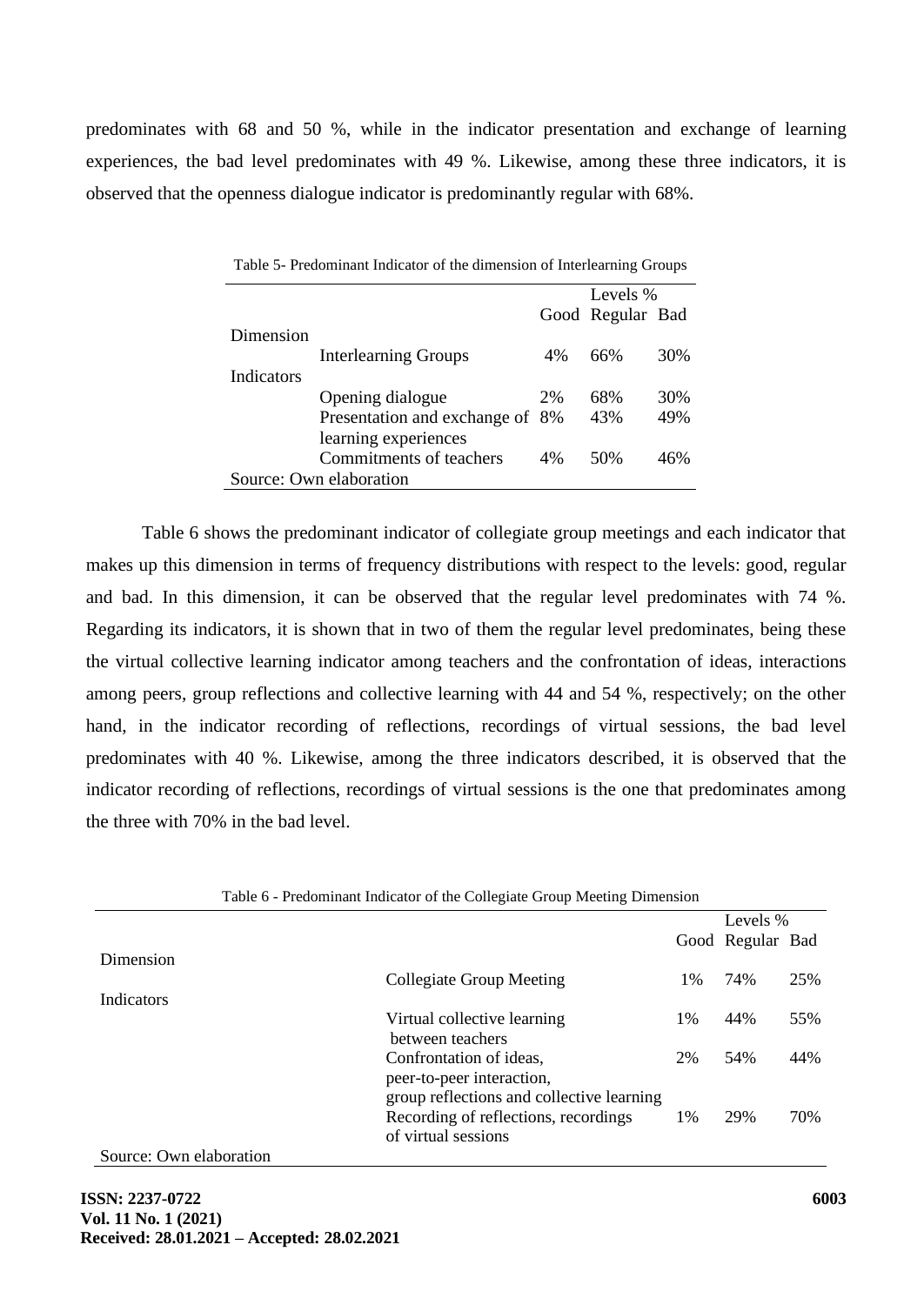predominates with 68 and 50 %, while in the indicator presentation and exchange of learning experiences, the bad level predominates with 49 %. Likewise, among these three indicators, it is observed that the openness dialogue indicator is predominantly regular with 68%.

Table 5- Predominant Indicator of the dimension of Interlearning Groups

| | | Levels % | | |
|---|---|---|---|---|
| | | Good | Regular | Bad |
| Dimension | | | | |
| | Interlearning Groups | 4% | 66% | 30% |
| Indicators | | | | |
| | Opening dialogue | 2% | 68% | 30% |
| | Presentation and exchange of learning experiences | 8% | 43% | 49% |
| | Commitments of teachers | 4% | 50% | 46% |

Source: Own elaboration

Table 6 shows the predominant indicator of collegiate group meetings and each indicator that makes up this dimension in terms of frequency distributions with respect to the levels: good, regular and bad. In this dimension, it can be observed that the regular level predominates with 74 %. Regarding its indicators, it is shown that in two of them the regular level predominates, being these the virtual collective learning indicator among teachers and the confrontation of ideas, interactions among peers, group reflections and collective learning with 44 and 54 %, respectively; on the other hand, in the indicator recording of reflections, recordings of virtual sessions, the bad level predominates with 40 %. Likewise, among the three indicators described, it is observed that the indicator recording of reflections, recordings of virtual sessions is the one that predominates among the three with 70% in the bad level.

Table 6 - Predominant Indicator of the Collegiate Group Meeting Dimension

| | | Levels % | | |
|---|---|---|---|---|
| | | Good | Regular | Bad |
| Dimension | | | | |
| | Collegiate Group Meeting | 1% | 74% | 25% |
| Indicators | | | | |
| | Virtual collective learning between teachers | 1% | 44% | 55% |
| | Confrontation of ideas, peer-to-peer interaction, group reflections and collective learning | 2% | 54% | 44% |
| | Recording of reflections, recordings of virtual sessions | 1% | 29% | 70% |

Source: Own elaboration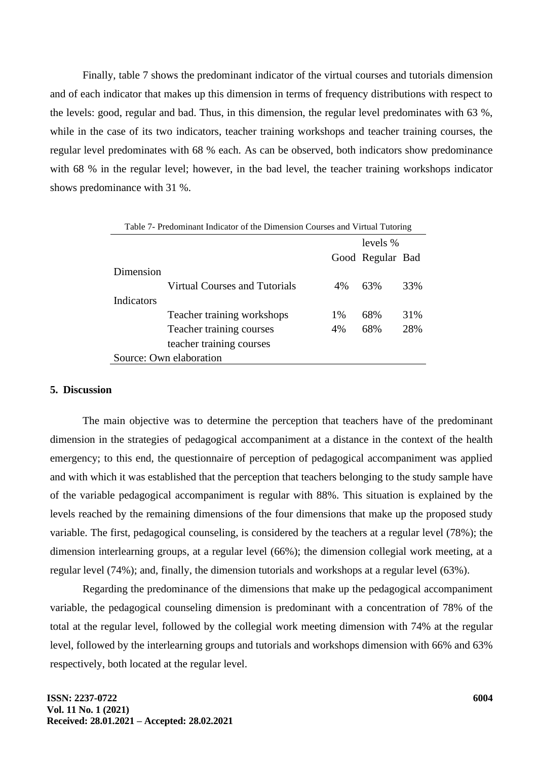Finally, table 7 shows the predominant indicator of the virtual courses and tutorials dimension and of each indicator that makes up this dimension in terms of frequency distributions with respect to the levels: good, regular and bad. Thus, in this dimension, the regular level predominates with 63 %, while in the case of its two indicators, teacher training workshops and teacher training courses, the regular level predominates with 68 % each. As can be observed, both indicators show predominance with 68 % in the regular level; however, in the bad level, the teacher training workshops indicator shows predominance with 31 %.

Table 7- Predominant Indicator of the Dimension Courses and Virtual Tutoring

| | | levels % | | |
|---|---|---|---|---|
| | | Good | Regular | Bad |
| Dimension | | | | |
| | Virtual Courses and Tutorials | 4% | 63% | 33% |
| Indicators | | | | |
| | Teacher training workshops | 1% | 68% | 31% |
| | Teacher training courses | 4% | 68% | 28% |
| | teacher training courses | | | |
| Source: Own elaboration | | | | |

## 5. Discussion

The main objective was to determine the perception that teachers have of the predominant dimension in the strategies of pedagogical accompaniment at a distance in the context of the health emergency; to this end, the questionnaire of perception of pedagogical accompaniment was applied and with which it was established that the perception that teachers belonging to the study sample have of the variable pedagogical accompaniment is regular with 88%. This situation is explained by the levels reached by the remaining dimensions of the four dimensions that make up the proposed study variable. The first, pedagogical counseling, is considered by the teachers at a regular level (78%); the dimension interlearning groups, at a regular level (66%); the dimension collegial work meeting, at a regular level (74%); and, finally, the dimension tutorials and workshops at a regular level (63%).

Regarding the predominance of the dimensions that make up the pedagogical accompaniment variable, the pedagogical counseling dimension is predominant with a concentration of 78% of the total at the regular level, followed by the collegial work meeting dimension with 74% at the regular level, followed by the interlearning groups and tutorials and workshops dimension with 66% and 63% respectively, both located at the regular level.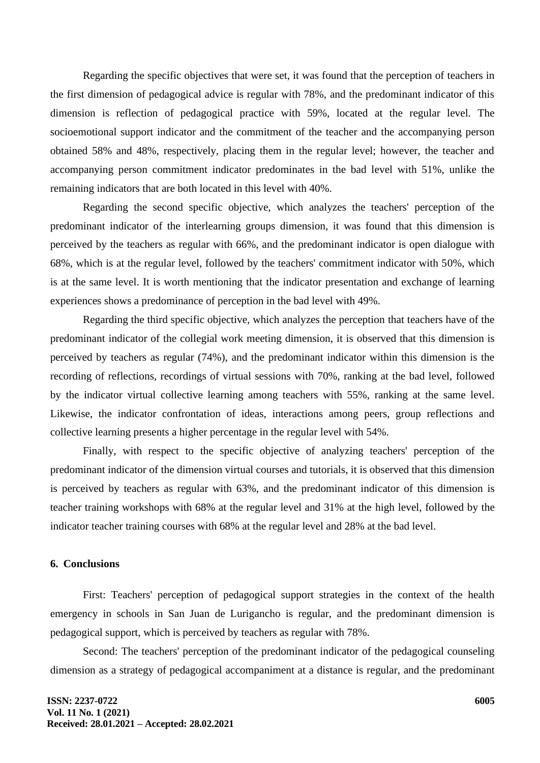Regarding the specific objectives that were set, it was found that the perception of teachers in the first dimension of pedagogical advice is regular with 78%, and the predominant indicator of this dimension is reflection of pedagogical practice with 59%, located at the regular level. The socioemotional support indicator and the commitment of the teacher and the accompanying person obtained 58% and 48%, respectively, placing them in the regular level; however, the teacher and accompanying person commitment indicator predominates in the bad level with 51%, unlike the remaining indicators that are both located in this level with 40%.

Regarding the second specific objective, which analyzes the teachers' perception of the predominant indicator of the interlearning groups dimension, it was found that this dimension is perceived by the teachers as regular with 66%, and the predominant indicator is open dialogue with 68%, which is at the regular level, followed by the teachers' commitment indicator with 50%, which is at the same level. It is worth mentioning that the indicator presentation and exchange of learning experiences shows a predominance of perception in the bad level with 49%.

Regarding the third specific objective, which analyzes the perception that teachers have of the predominant indicator of the collegial work meeting dimension, it is observed that this dimension is perceived by teachers as regular (74%), and the predominant indicator within this dimension is the recording of reflections, recordings of virtual sessions with 70%, ranking at the bad level, followed by the indicator virtual collective learning among teachers with 55%, ranking at the same level. Likewise, the indicator confrontation of ideas, interactions among peers, group reflections and collective learning presents a higher percentage in the regular level with 54%.

Finally, with respect to the specific objective of analyzing teachers' perception of the predominant indicator of the dimension virtual courses and tutorials, it is observed that this dimension is perceived by teachers as regular with 63%, and the predominant indicator of this dimension is teacher training workshops with 68% at the regular level and 31% at the high level, followed by the indicator teacher training courses with 68% at the regular level and 28% at the bad level.

## 6. Conclusions

First: Teachers' perception of pedagogical support strategies in the context of the health emergency in schools in San Juan de Lurigancho is regular, and the predominant dimension is pedagogical support, which is perceived by teachers as regular with 78%.

Second: The teachers' perception of the predominant indicator of the pedagogical counseling dimension as a strategy of pedagogical accompaniment at a distance is regular, and the predominant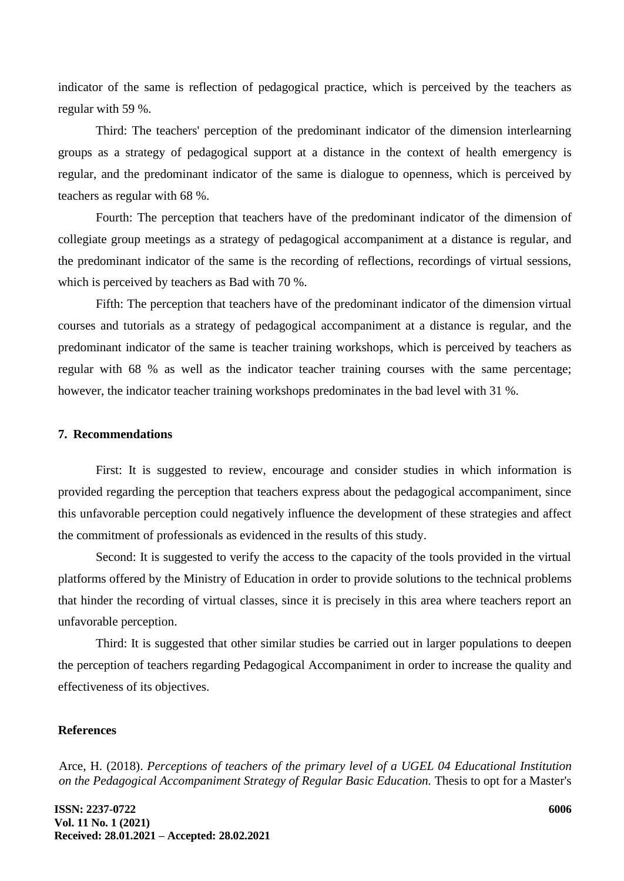indicator of the same is reflection of pedagogical practice, which is perceived by the teachers as regular with 59 %.

Third: The teachers' perception of the predominant indicator of the dimension interlearning groups as a strategy of pedagogical support at a distance in the context of health emergency is regular, and the predominant indicator of the same is dialogue to openness, which is perceived by teachers as regular with 68 %.

Fourth: The perception that teachers have of the predominant indicator of the dimension of collegiate group meetings as a strategy of pedagogical accompaniment at a distance is regular, and the predominant indicator of the same is the recording of reflections, recordings of virtual sessions, which is perceived by teachers as Bad with 70 %.

Fifth: The perception that teachers have of the predominant indicator of the dimension virtual courses and tutorials as a strategy of pedagogical accompaniment at a distance is regular, and the predominant indicator of the same is teacher training workshops, which is perceived by teachers as regular with 68 % as well as the indicator teacher training courses with the same percentage; however, the indicator teacher training workshops predominates in the bad level with 31 %.

## 7. Recommendations

First: It is suggested to review, encourage and consider studies in which information is provided regarding the perception that teachers express about the pedagogical accompaniment, since this unfavorable perception could negatively influence the development of these strategies and affect the commitment of professionals as evidenced in the results of this study.

Second: It is suggested to verify the access to the capacity of the tools provided in the virtual platforms offered by the Ministry of Education in order to provide solutions to the technical problems that hinder the recording of virtual classes, since it is precisely in this area where teachers report an unfavorable perception.

Third: It is suggested that other similar studies be carried out in larger populations to deepen the perception of teachers regarding Pedagogical Accompaniment in order to increase the quality and effectiveness of its objectives.

## References

Arce, H. (2018). *Perceptions of teachers of the primary level of a UGEL 04 Educational Institution on the Pedagogical Accompaniment Strategy of Regular Basic Education.* Thesis to opt for a Master's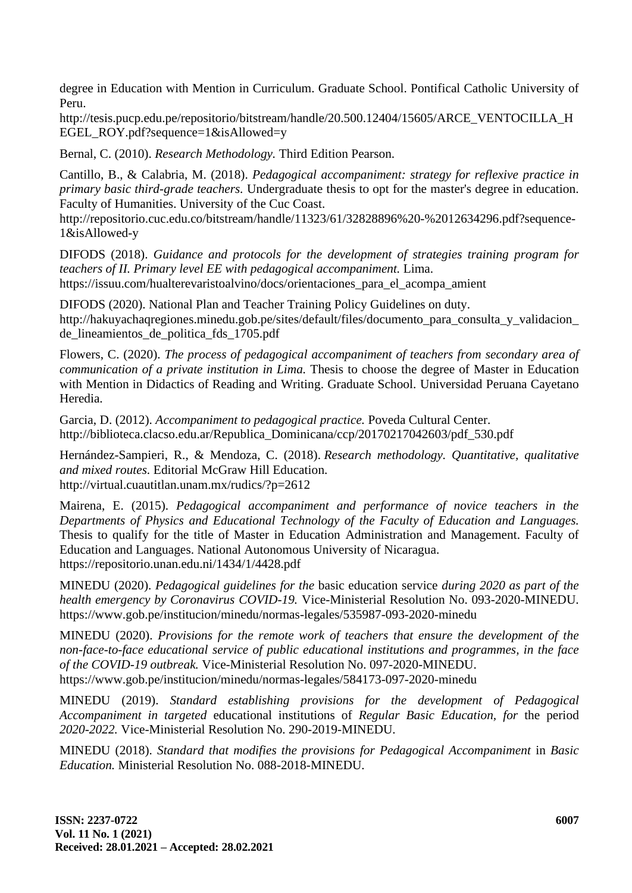degree in Education with Mention in Curriculum. Graduate School. Pontifical Catholic University of Peru.
http://tesis.pucp.edu.pe/repositorio/bitstream/handle/20.500.12404/15605/ARCE_VENTOCILLA_HEGEL_ROY.pdf?sequence=1&isAllowed=y

Bernal, C. (2010). *Research Methodology.* Third Edition Pearson.

Cantillo, B., & Calabria, M. (2018). *Pedagogical accompaniment: strategy for reflexive practice in primary basic third-grade teachers.* Undergraduate thesis to opt for the master's degree in education. Faculty of Humanities. University of the Cuc Coast.
http://repositorio.cuc.edu.co/bitstream/handle/11323/61/32828896%20-%2012634296.pdf?sequence-1&isAllowed-y

DIFODS (2018). *Guidance and protocols for the development of strategies training program for teachers of II. Primary level EE with pedagogical accompaniment.* Lima.
https://issuu.com/hualterevaristoalvino/docs/orientaciones_para_el_acompa_amient

DIFODS (2020). National Plan and Teacher Training Policy Guidelines on duty.
http://hakuyachaqregiones.minedu.gob.pe/sites/default/files/documento_para_consulta_y_validacion_de_lineamientos_de_politica_fds_1705.pdf

Flowers, C. (2020). *The process of pedagogical accompaniment of teachers from secondary area of communication of a private institution in Lima.* Thesis to choose the degree of Master in Education with Mention in Didactics of Reading and Writing. Graduate School. Universidad Peruana Cayetano Heredia.

Garcia, D. (2012). *Accompaniment to pedagogical practice.* Poveda Cultural Center.
http://biblioteca.clacso.edu.ar/Republica_Dominicana/ccp/20170217042603/pdf_530.pdf

Hernández-Sampieri, R., & Mendoza, C. (2018). *Research methodology. Quantitative, qualitative and mixed routes.* Editorial McGraw Hill Education.
http://virtual.cuautitlan.unam.mx/rudics/?p=2612

Mairena, E. (2015). *Pedagogical accompaniment and performance of novice teachers in the Departments of Physics and Educational Technology of the Faculty of Education and Languages.* Thesis to qualify for the title of Master in Education Administration and Management. Faculty of Education and Languages. National Autonomous University of Nicaragua.
https://repositorio.unan.edu.ni/1434/1/4428.pdf

MINEDU (2020). *Pedagogical guidelines for the* basic education service *during 2020 as part of the health emergency by Coronavirus COVID-19.* Vice-Ministerial Resolution No. 093-2020-MINEDU.
https://www.gob.pe/institucion/minedu/normas-legales/535987-093-2020-minedu

MINEDU (2020). *Provisions for the remote work of teachers that ensure the development of the non-face-to-face educational service of public educational institutions and programmes, in the face of the COVID-19 outbreak.* Vice-Ministerial Resolution No. 097-2020-MINEDU.
https://www.gob.pe/institucion/minedu/normas-legales/584173-097-2020-minedu

MINEDU (2019). *Standard establishing provisions for the development of Pedagogical Accompaniment in targeted* educational institutions of *Regular Basic Education, for* the period *2020-2022.* Vice-Ministerial Resolution No. 290-2019-MINEDU.

MINEDU (2018). *Standard that modifies the provisions for Pedagogical Accompaniment* in *Basic Education.* Ministerial Resolution No. 088-2018-MINEDU.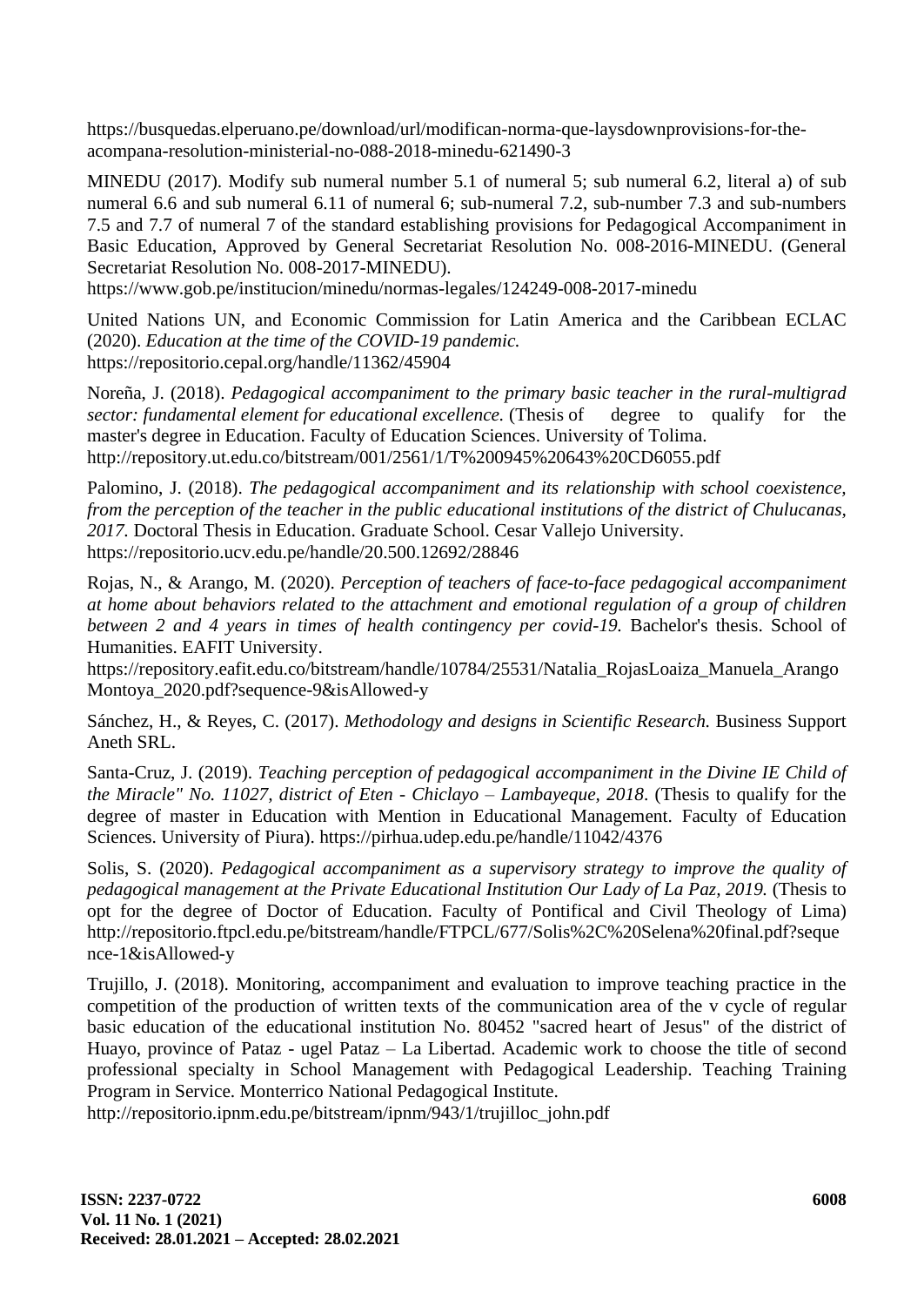https://busquedas.elperuano.pe/download/url/modifican-norma-que-laysdownprovisions-for-the-acompana-resolution-ministerial-no-088-2018-minedu-621490-3

MINEDU (2017). Modify sub numeral number 5.1 of numeral 5; sub numeral 6.2, literal a) of sub numeral 6.6 and sub numeral 6.11 of numeral 6; sub-numeral 7.2, sub-number 7.3 and sub-numbers 7.5 and 7.7 of numeral 7 of the standard establishing provisions for Pedagogical Accompaniment in Basic Education, Approved by General Secretariat Resolution No. 008-2016-MINEDU. (General Secretariat Resolution No. 008-2017-MINEDU). https://www.gob.pe/institucion/minedu/normas-legales/124249-008-2017-minedu

United Nations UN, and Economic Commission for Latin America and the Caribbean ECLAC (2020). *Education at the time of the COVID-19 pandemic.* https://repositorio.cepal.org/handle/11362/45904

Noreña, J. (2018). *Pedagogical accompaniment to the primary basic teacher in the rural-multigrad sector: fundamental element for educational excellence.* (Thesis of degree to qualify for the master's degree in Education. Faculty of Education Sciences. University of Tolima. http://repository.ut.edu.co/bitstream/001/2561/1/T%200945%20643%20CD6055.pdf

Palomino, J. (2018). *The pedagogical accompaniment and its relationship with school coexistence, from the perception of the teacher in the public educational institutions of the district of Chulucanas, 2017.* Doctoral Thesis in Education. Graduate School. Cesar Vallejo University. https://repositorio.ucv.edu.pe/handle/20.500.12692/28846

Rojas, N., & Arango, M. (2020). *Perception of teachers of face-to-face pedagogical accompaniment at home about behaviors related to the attachment and emotional regulation of a group of children between 2 and 4 years in times of health contingency per covid-19.* Bachelor's thesis. School of Humanities. EAFIT University. https://repository.eafit.edu.co/bitstream/handle/10784/25531/Natalia_RojasLoaiza_Manuela_ArangoMontoya_2020.pdf?sequence-9&isAllowed-y

Sánchez, H., & Reyes, C. (2017). *Methodology and designs in Scientific Research.* Business Support Aneth SRL.

Santa-Cruz, J. (2019). *Teaching perception of pedagogical accompaniment in the Divine IE Child of the Miracle" No. 11027, district of Eten - Chiclayo – Lambayeque, 2018*. (Thesis to qualify for the degree of master in Education with Mention in Educational Management. Faculty of Education Sciences. University of Piura). https://pirhua.udep.edu.pe/handle/11042/4376

Solis, S. (2020). *Pedagogical accompaniment as a supervisory strategy to improve the quality of pedagogical management at the Private Educational Institution Our Lady of La Paz, 2019.* (Thesis to opt for the degree of Doctor of Education. Faculty of Pontifical and Civil Theology of Lima) http://repositorio.ftpcl.edu.pe/bitstream/handle/FTPCL/677/Solis%2C%20Selena%20final.pdf?sequence-1&isAllowed-y

Trujillo, J. (2018). Monitoring, accompaniment and evaluation to improve teaching practice in the competition of the production of written texts of the communication area of the v cycle of regular basic education of the educational institution No. 80452 "sacred heart of Jesus" of the district of Huayo, province of Pataz - ugel Pataz – La Libertad. Academic work to choose the title of second professional specialty in School Management with Pedagogical Leadership. Teaching Training Program in Service. Monterrico National Pedagogical Institute. http://repositorio.ipnm.edu.pe/bitstream/ipnm/943/1/trujilloc_john.pdf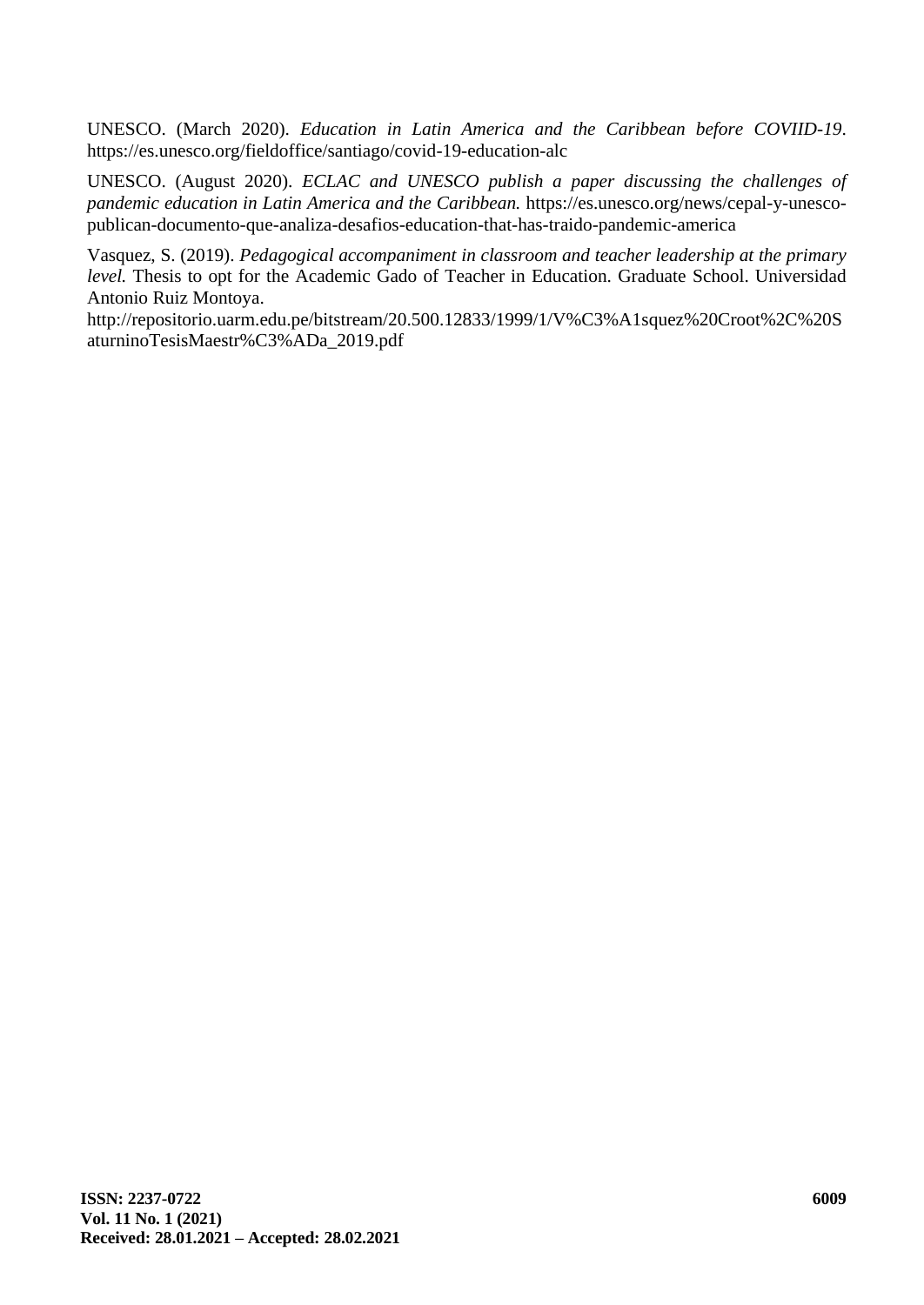UNESCO. (March 2020). *Education in Latin America and the Caribbean before COVIID-19*. https://es.unesco.org/fieldoffice/santiago/covid-19-education-alc

UNESCO. (August 2020). *ECLAC and UNESCO publish a paper discussing the challenges of pandemic education in Latin America and the Caribbean.* https://es.unesco.org/news/cepal-y-unesco-publican-documento-que-analiza-desafios-education-that-has-traido-pandemic-america

Vasquez, S. (2019). *Pedagogical accompaniment in classroom and teacher leadership at the primary level.* Thesis to opt for the Academic Gado of Teacher in Education. Graduate School. Universidad Antonio Ruiz Montoya. http://repositorio.uarm.edu.pe/bitstream/20.500.12833/1999/1/V%C3%A1squez%20Croot%2C%20SaturninoTesisMaestr%C3%ADa_2019.pdf